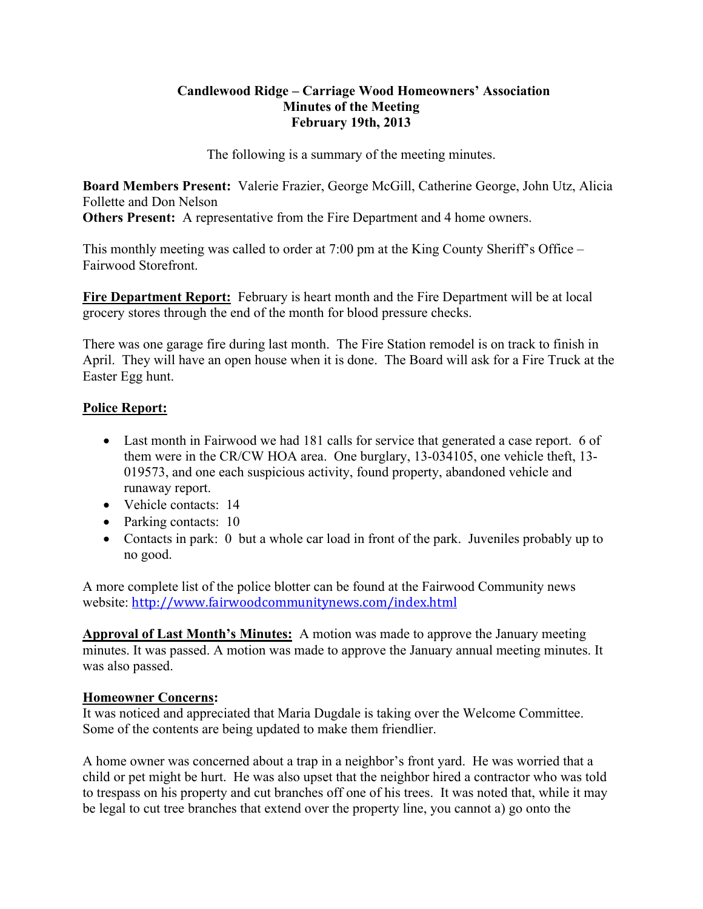**Candlewood Ridge – Carriage Wood Homeowners' Association**
**Minutes of the Meeting**
**February 19th, 2013**

The following is a summary of the meeting minutes.

**Board Members Present:** Valerie Frazier, George McGill, Catherine George, John Utz, Alicia Follette and Don Nelson
**Others Present:** A representative from the Fire Department and 4 home owners.

This monthly meeting was called to order at 7:00 pm at the King County Sheriff's Office – Fairwood Storefront.

**Fire Department Report:** February is heart month and the Fire Department will be at local grocery stores through the end of the month for blood pressure checks.

There was one garage fire during last month. The Fire Station remodel is on track to finish in April. They will have an open house when it is done. The Board will ask for a Fire Truck at the Easter Egg hunt.

**Police Report:**

- Last month in Fairwood we had 181 calls for service that generated a case report. 6 of them were in the CR/CW HOA area. One burglary, 13-034105, one vehicle theft, 13-019573, and one each suspicious activity, found property, abandoned vehicle and runaway report.
- Vehicle contacts: 14
- Parking contacts: 10
- Contacts in park: 0 but a whole car load in front of the park. Juveniles probably up to no good.

A more complete list of the police blotter can be found at the Fairwood Community news website: http://www.fairwoodcommunitynews.com/index.html

**Approval of Last Month's Minutes:** A motion was made to approve the January meeting minutes. It was passed. A motion was made to approve the January annual meeting minutes. It was also passed.

**Homeowner Concerns:**
It was noticed and appreciated that Maria Dugdale is taking over the Welcome Committee. Some of the contents are being updated to make them friendlier.

A home owner was concerned about a trap in a neighbor's front yard. He was worried that a child or pet might be hurt. He was also upset that the neighbor hired a contractor who was told to trespass on his property and cut branches off one of his trees. It was noted that, while it may be legal to cut tree branches that extend over the property line, you cannot a) go onto the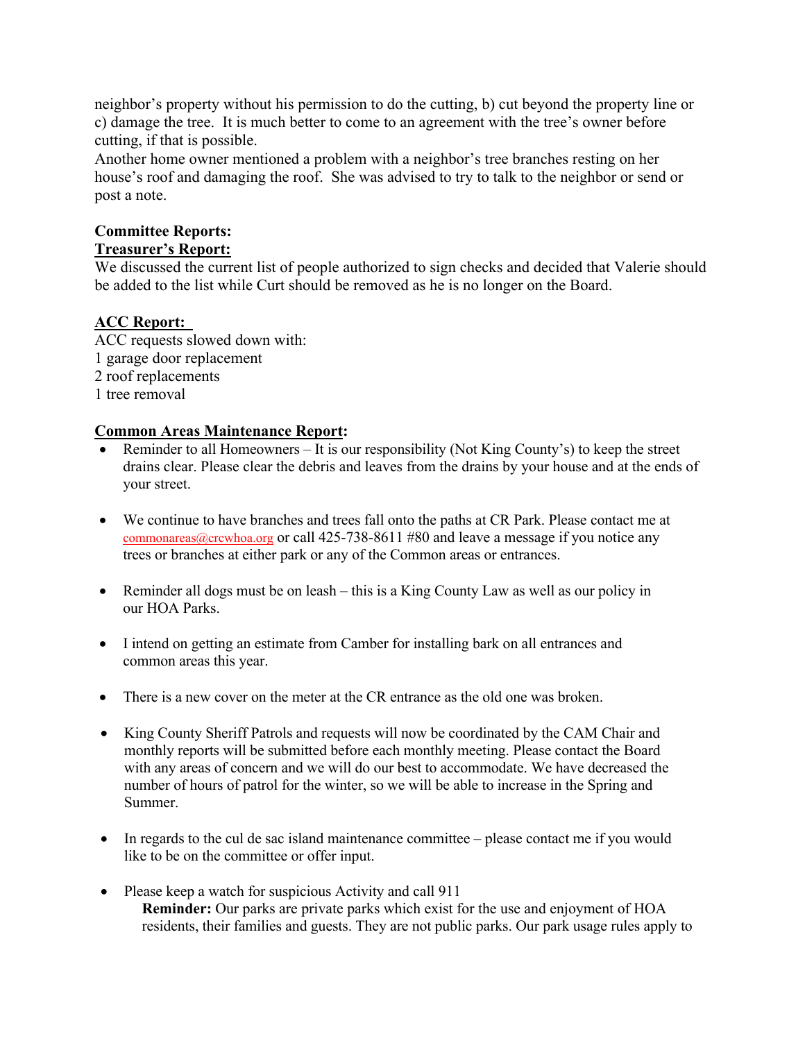neighbor's property without his permission to do the cutting, b) cut beyond the property line or c) damage the tree. It is much better to come to an agreement with the tree's owner before cutting, if that is possible.

Another home owner mentioned a problem with a neighbor's tree branches resting on her house's roof and damaging the roof. She was advised to try to talk to the neighbor or send or post a note.

**Committee Reports:**

**Treasurer's Report:**

We discussed the current list of people authorized to sign checks and decided that Valerie should be added to the list while Curt should be removed as he is no longer on the Board.

**ACC Report:**

ACC requests slowed down with:
1 garage door replacement
2 roof replacements
1 tree removal

**Common Areas Maintenance Report:**

- Reminder to all Homeowners – It is our responsibility (Not King County's) to keep the street drains clear. Please clear the debris and leaves from the drains by your house and at the ends of your street.
- We continue to have branches and trees fall onto the paths at CR Park. Please contact me at commonareas@crcwhoa.org or call 425-738-8611 #80 and leave a message if you notice any trees or branches at either park or any of the Common areas or entrances.
- Reminder all dogs must be on leash – this is a King County Law as well as our policy in our HOA Parks.
- I intend on getting an estimate from Camber for installing bark on all entrances and common areas this year.
- There is a new cover on the meter at the CR entrance as the old one was broken.
- King County Sheriff Patrols and requests will now be coordinated by the CAM Chair and monthly reports will be submitted before each monthly meeting. Please contact the Board with any areas of concern and we will do our best to accommodate. We have decreased the number of hours of patrol for the winter, so we will be able to increase in the Spring and Summer.
- In regards to the cul de sac island maintenance committee – please contact me if you would like to be on the committee or offer input.
- Please keep a watch for suspicious Activity and call 911

  **Reminder:** Our parks are private parks which exist for the use and enjoyment of HOA residents, their families and guests. They are not public parks. Our park usage rules apply to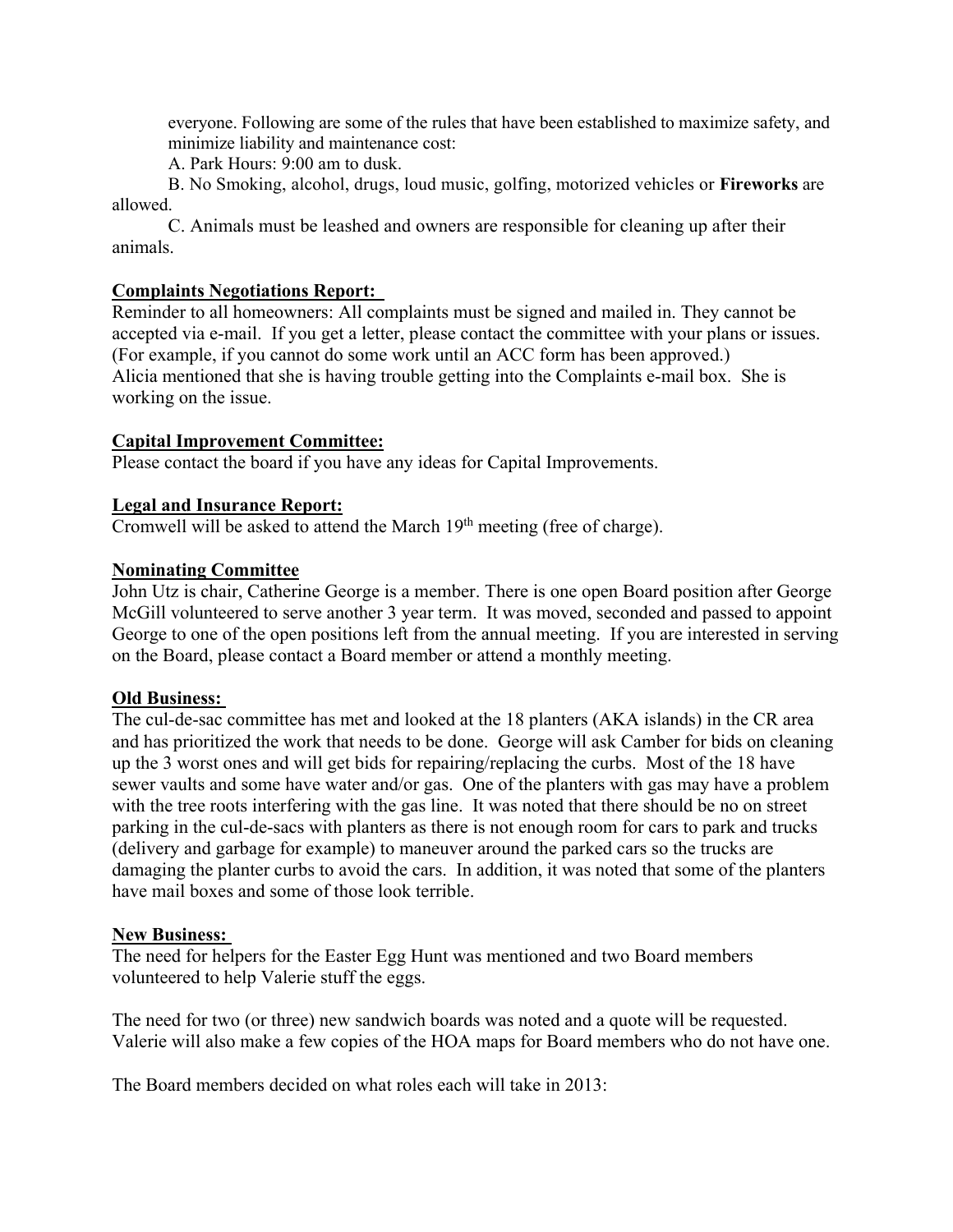everyone. Following are some of the rules that have been established to maximize safety, and minimize liability and maintenance cost:

A. Park Hours: 9:00 am to dusk.

B. No Smoking, alcohol, drugs, loud music, golfing, motorized vehicles or **Fireworks** are allowed.

C. Animals must be leashed and owners are responsible for cleaning up after their animals.

**Complaints Negotiations Report:**

Reminder to all homeowners: All complaints must be signed and mailed in. They cannot be accepted via e-mail. If you get a letter, please contact the committee with your plans or issues. (For example, if you cannot do some work until an ACC form has been approved.)
Alicia mentioned that she is having trouble getting into the Complaints e-mail box. She is working on the issue.

**Capital Improvement Committee:**

Please contact the board if you have any ideas for Capital Improvements.

**Legal and Insurance Report:**

Cromwell will be asked to attend the March 19th meeting (free of charge).

**Nominating Committee**

John Utz is chair, Catherine George is a member. There is one open Board position after George McGill volunteered to serve another 3 year term. It was moved, seconded and passed to appoint George to one of the open positions left from the annual meeting. If you are interested in serving on the Board, please contact a Board member or attend a monthly meeting.

**Old Business:**

The cul-de-sac committee has met and looked at the 18 planters (AKA islands) in the CR area and has prioritized the work that needs to be done. George will ask Camber for bids on cleaning up the 3 worst ones and will get bids for repairing/replacing the curbs. Most of the 18 have sewer vaults and some have water and/or gas. One of the planters with gas may have a problem with the tree roots interfering with the gas line. It was noted that there should be no on street parking in the cul-de-sacs with planters as there is not enough room for cars to park and trucks (delivery and garbage for example) to maneuver around the parked cars so the trucks are damaging the planter curbs to avoid the cars. In addition, it was noted that some of the planters have mail boxes and some of those look terrible.

**New Business:**

The need for helpers for the Easter Egg Hunt was mentioned and two Board members volunteered to help Valerie stuff the eggs.

The need for two (or three) new sandwich boards was noted and a quote will be requested. Valerie will also make a few copies of the HOA maps for Board members who do not have one.

The Board members decided on what roles each will take in 2013: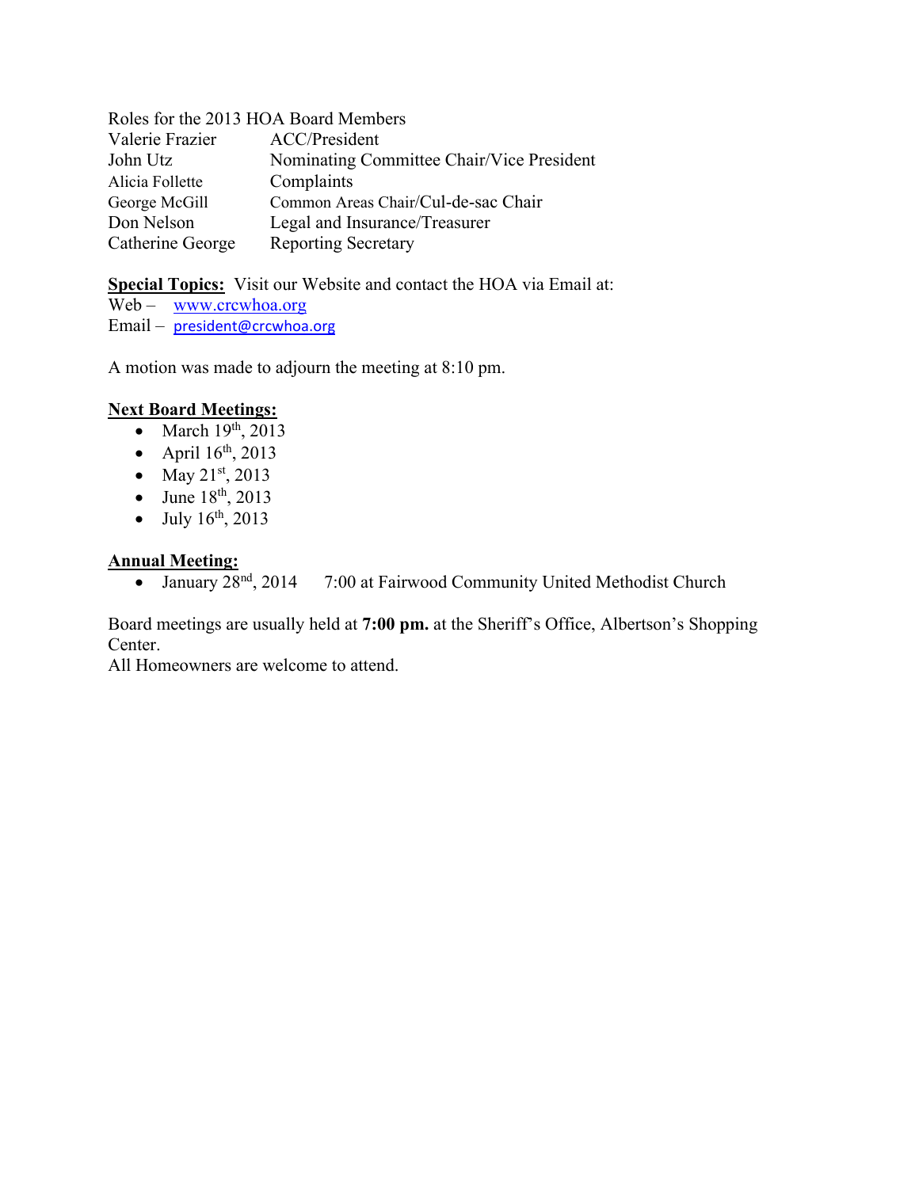Roles for the 2013 HOA Board Members

| | |
|---|---|
| Valerie Frazier | ACC/President |
| John Utz | Nominating Committee Chair/Vice President |
| Alicia Follette | Complaints |
| George McGill | Common Areas Chair/Cul-de-sac Chair |
| Don Nelson | Legal and Insurance/Treasurer |
| Catherine George | Reporting Secretary |

**Special Topics:** Visit our Website and contact the HOA via Email at:
Web – www.crcwhoa.org
Email – president@crcwhoa.org

A motion was made to adjourn the meeting at 8:10 pm.

**Next Board Meetings:**

- March 19th, 2013
- April 16th, 2013
- May 21st, 2013
- June 18th, 2013
- July 16th, 2013

**Annual Meeting:**

- January 28nd, 2014 7:00 at Fairwood Community United Methodist Church

Board meetings are usually held at **7:00 pm.** at the Sheriff's Office, Albertson's Shopping Center.
All Homeowners are welcome to attend.